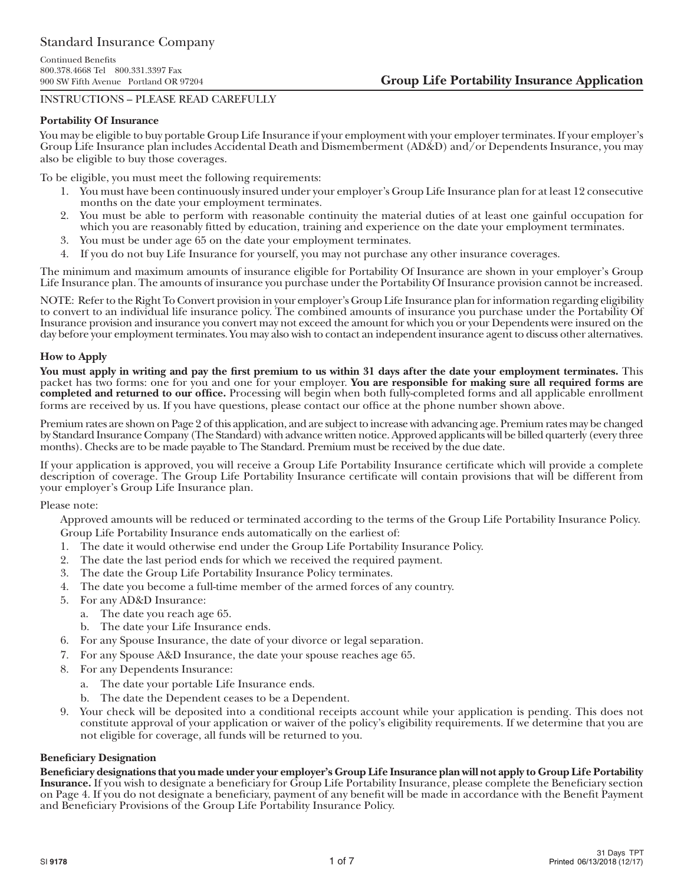Standard Insurance Company

Continued Benefits
800.378.4668 Tel 800.331.3397 Fax
900 SW Fifth Avenue Portland OR 97204

# Group Life Portability Insurance Application

INSTRUCTIONS – PLEASE READ CAREFULLY

### Portability Of Insurance

You may be eligible to buy portable Group Life Insurance if your employment with your employer terminates. If your employer's Group Life Insurance plan includes Accidental Death and Dismemberment (AD&D) and/or Dependents Insurance, you may also be eligible to buy those coverages.

To be eligible, you must meet the following requirements:

1. You must have been continuously insured under your employer's Group Life Insurance plan for at least 12 consecutive months on the date your employment terminates.
2. You must be able to perform with reasonable continuity the material duties of at least one gainful occupation for which you are reasonably fitted by education, training and experience on the date your employment terminates.
3. You must be under age 65 on the date your employment terminates.
4. If you do not buy Life Insurance for yourself, you may not purchase any other insurance coverages.

The minimum and maximum amounts of insurance eligible for Portability Of Insurance are shown in your employer's Group Life Insurance plan. The amounts of insurance you purchase under the Portability Of Insurance provision cannot be increased.

NOTE: Refer to the Right To Convert provision in your employer's Group Life Insurance plan for information regarding eligibility to convert to an individual life insurance policy. The combined amounts of insurance you purchase under the Portability Of Insurance provision and insurance you convert may not exceed the amount for which you or your Dependents were insured on the day before your employment terminates. You may also wish to contact an independent insurance agent to discuss other alternatives.

### How to Apply

**You must apply in writing and pay the first premium to us within 31 days after the date your employment terminates.** This packet has two forms: one for you and one for your employer. **You are responsible for making sure all required forms are completed and returned to our office.** Processing will begin when both fully-completed forms and all applicable enrollment forms are received by us. If you have questions, please contact our office at the phone number shown above.

Premium rates are shown on Page 2 of this application, and are subject to increase with advancing age. Premium rates may be changed by Standard Insurance Company (The Standard) with advance written notice. Approved applicants will be billed quarterly (every three months). Checks are to be made payable to The Standard. Premium must be received by the due date.

If your application is approved, you will receive a Group Life Portability Insurance certificate which will provide a complete description of coverage. The Group Life Portability Insurance certificate will contain provisions that will be different from your employer's Group Life Insurance plan.

Please note:

Approved amounts will be reduced or terminated according to the terms of the Group Life Portability Insurance Policy.
Group Life Portability Insurance ends automatically on the earliest of:

1. The date it would otherwise end under the Group Life Portability Insurance Policy.
2. The date the last period ends for which we received the required payment.
3. The date the Group Life Portability Insurance Policy terminates.
4. The date you become a full-time member of the armed forces of any country.
5. For any AD&D Insurance:
   a. The date you reach age 65.
   b. The date your Life Insurance ends.
6. For any Spouse Insurance, the date of your divorce or legal separation.
7. For any Spouse A&D Insurance, the date your spouse reaches age 65.
8. For any Dependents Insurance:
   a. The date your portable Life Insurance ends.
   b. The date the Dependent ceases to be a Dependent.
9. Your check will be deposited into a conditional receipts account while your application is pending. This does not constitute approval of your application or waiver of the policy's eligibility requirements. If we determine that you are not eligible for coverage, all funds will be returned to you.

### Beneficiary Designation

**Beneficiary designations that you made under your employer's Group Life Insurance plan will not apply to Group Life Portability Insurance.** If you wish to designate a beneficiary for Group Life Portability Insurance, please complete the Beneficiary section on Page 4. If you do not designate a beneficiary, payment of any benefit will be made in accordance with the Benefit Payment and Beneficiary Provisions of the Group Life Portability Insurance Policy.

SI 9178 31 Days TPT Printed 06/13/2018 (12/17)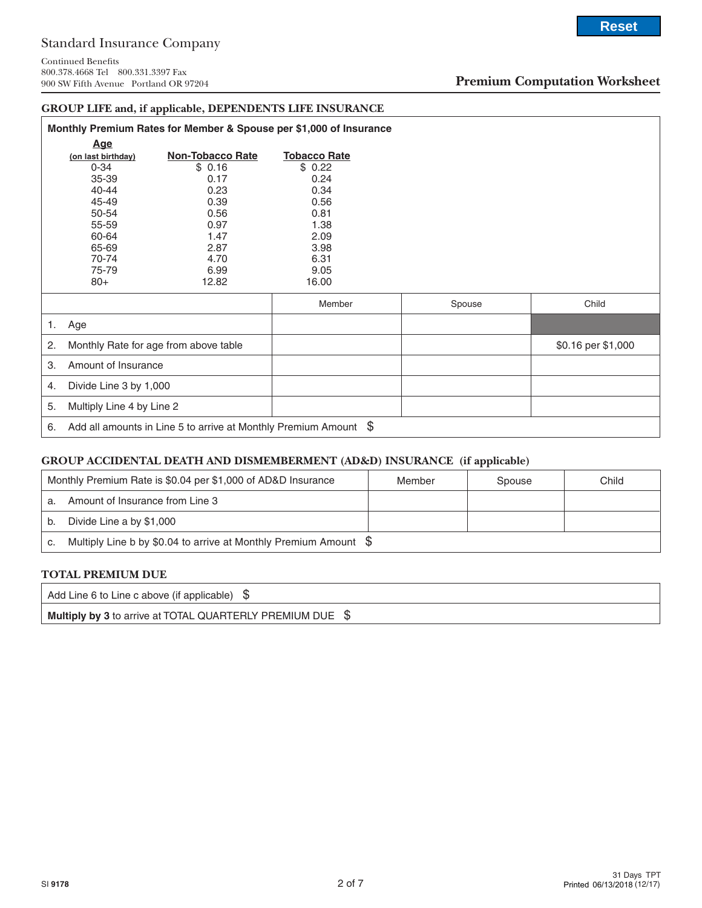Standard Insurance Company

Continued Benefits
800.378.4668 Tel 800.331.3397 Fax
900 SW Fifth Avenue Portland OR 97204

# Premium Computation Worksheet

## GROUP LIFE and, if applicable, DEPENDENTS LIFE INSURANCE

**Monthly Premium Rates for Member & Spouse per $1,000 of Insurance**

| Age (on last birthday) | Non-Tobacco Rate | Tobacco Rate |
|---|---|---|
| 0-34 | $ 0.16 | $ 0.22 |
| 35-39 | 0.17 | 0.24 |
| 40-44 | 0.23 | 0.34 |
| 45-49 | 0.39 | 0.56 |
| 50-54 | 0.56 | 0.81 |
| 55-59 | 0.97 | 1.38 |
| 60-64 | 1.47 | 2.09 |
| 65-69 | 2.87 | 3.98 |
| 70-74 | 4.70 | 6.31 |
| 75-79 | 6.99 | 9.05 |
| 80+ | 12.82 | 16.00 |

| | Member | Spouse | Child |
|---|---|---|---|
| 1. Age | | | |
| 2. Monthly Rate for age from above table | | | $0.16 per $1,000 |
| 3. Amount of Insurance | | | |
| 4. Divide Line 3 by 1,000 | | | |
| 5. Multiply Line 4 by Line 2 | | | |
| 6. Add all amounts in Line 5 to arrive at Monthly Premium Amount $ | | | |

## GROUP ACCIDENTAL DEATH AND DISMEMBERMENT (AD&D) INSURANCE (if applicable)

| Monthly Premium Rate is $0.04 per $1,000 of AD&D Insurance | Member | Spouse | Child |
|---|---|---|---|
| a. Amount of Insurance from Line 3 | | | |
| b. Divide Line a by $1,000 | | | |
| c. Multiply Line b by $0.04 to arrive at Monthly Premium Amount $ | | | |

## TOTAL PREMIUM DUE

| |
|---|
| Add Line 6 to Line c above (if applicable) $ |
| **Multiply by 3** to arrive at TOTAL QUARTERLY PREMIUM DUE $ |

SI 9178

31 Days TPT
Printed 06/13/2018 (12/17)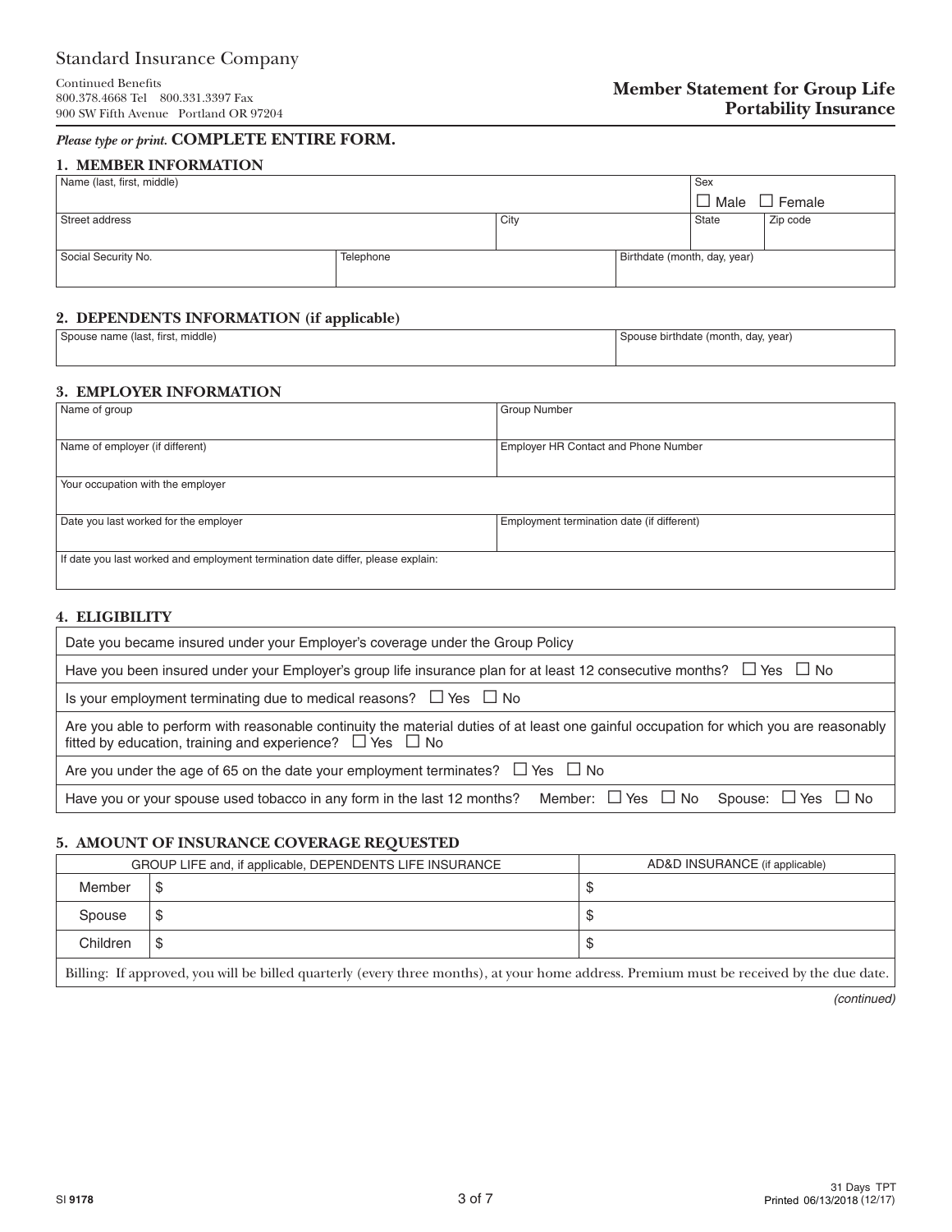Standard Insurance Company

Continued Benefits
800.378.4668 Tel 800.331.3397 Fax
900 SW Fifth Avenue Portland OR 97204

# Member Statement for Group Life Portability Insurance

*Please type or print.* **COMPLETE ENTIRE FORM.**

## 1. MEMBER INFORMATION

| Name (last, first, middle) | | | Sex ☐ Male ☐ Female | |
|---|---|---|---|---|
| Street address | | City | State | Zip code |
| Social Security No. | Telephone | | Birthdate (month, day, year) | |

## 2. DEPENDENTS INFORMATION (if applicable)

| Spouse name (last, first, middle) | Spouse birthdate (month, day, year) |
|---|---|
| | |

## 3. EMPLOYER INFORMATION

| Name of group | Group Number |
|---|---|
| Name of employer (if different) | Employer HR Contact and Phone Number |
| Your occupation with the employer | |
| Date you last worked for the employer | Employment termination date (if different) |
| If date you last worked and employment termination date differ, please explain: | |

## 4. ELIGIBILITY

| |
|---|
| Date you became insured under your Employer's coverage under the Group Policy |
| Have you been insured under your Employer's group life insurance plan for at least 12 consecutive months? ☐ Yes ☐ No |
| Is your employment terminating due to medical reasons? ☐ Yes ☐ No |
| Are you able to perform with reasonable continuity the material duties of at least one gainful occupation for which you are reasonably fitted by education, training and experience? ☐ Yes ☐ No |
| Are you under the age of 65 on the date your employment terminates? ☐ Yes ☐ No |
| Have you or your spouse used tobacco in any form in the last 12 months? Member: ☐ Yes ☐ No Spouse: ☐ Yes ☐ No |

## 5. AMOUNT OF INSURANCE COVERAGE REQUESTED

| GROUP LIFE and, if applicable, DEPENDENTS LIFE INSURANCE | | AD&D INSURANCE (if applicable) |
|---|---|---|
| Member | $ | $ |
| Spouse | $ | $ |
| Children | $ | $ |

Billing: If approved, you will be billed quarterly (every three months), at your home address. Premium must be received by the due date.

*(continued)*

SI 9178

31 Days TPT
Printed 06/13/2018 (12/17)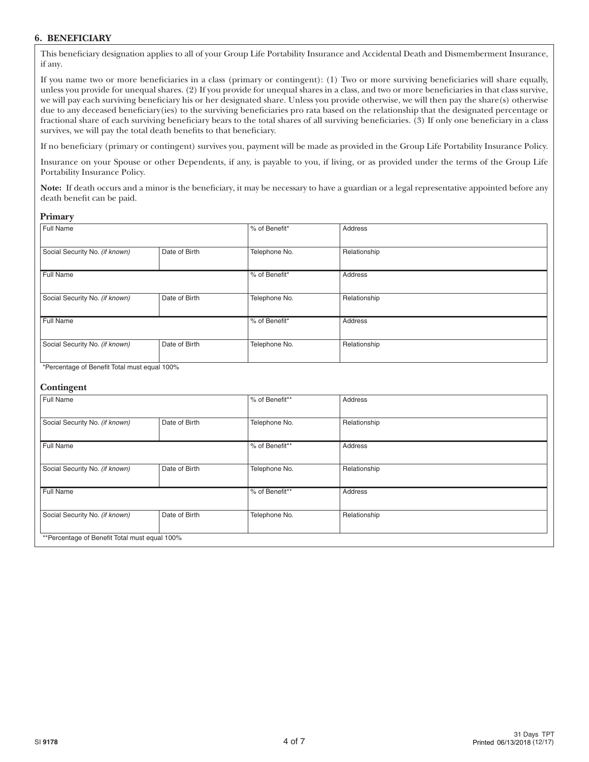## 6. BENEFICIARY

This beneficiary designation applies to all of your Group Life Portability Insurance and Accidental Death and Dismemberment Insurance, if any.

If you name two or more beneficiaries in a class (primary or contingent): (1) Two or more surviving beneficiaries will share equally, unless you provide for unequal shares. (2) If you provide for unequal shares in a class, and two or more beneficiaries in that class survive, we will pay each surviving beneficiary his or her designated share. Unless you provide otherwise, we will then pay the share(s) otherwise due to any deceased beneficiary(ies) to the surviving beneficiaries pro rata based on the relationship that the designated percentage or fractional share of each surviving beneficiary bears to the total shares of all surviving beneficiaries. (3) If only one beneficiary in a class survives, we will pay the total death benefits to that beneficiary.

If no beneficiary (primary or contingent) survives you, payment will be made as provided in the Group Life Portability Insurance Policy.

Insurance on your Spouse or other Dependents, if any, is payable to you, if living, or as provided under the terms of the Group Life Portability Insurance Policy.

**Note:** If death occurs and a minor is the beneficiary, it may be necessary to have a guardian or a legal representative appointed before any death benefit can be paid.

### Primary

| Full Name | | % of Benefit* | Address |
|---|---|---|---|
| Social Security No. *(if known)* | Date of Birth | Telephone No. | Relationship |
| Full Name | | % of Benefit* | Address |
| Social Security No. *(if known)* | Date of Birth | Telephone No. | Relationship |
| Full Name | | % of Benefit* | Address |
| Social Security No. *(if known)* | Date of Birth | Telephone No. | Relationship |

*Percentage of Benefit Total must equal 100%

### Contingent

| Full Name | | % of Benefit** | Address |
|---|---|---|---|
| Social Security No. *(if known)* | Date of Birth | Telephone No. | Relationship |
| Full Name | | % of Benefit** | Address |
| Social Security No. *(if known)* | Date of Birth | Telephone No. | Relationship |
| Full Name | | % of Benefit** | Address |
| Social Security No. *(if known)* | Date of Birth | Telephone No. | Relationship |

**Percentage of Benefit Total must equal 100%

SI 9178

31 Days TPT
Printed 06/13/2018 (12/17)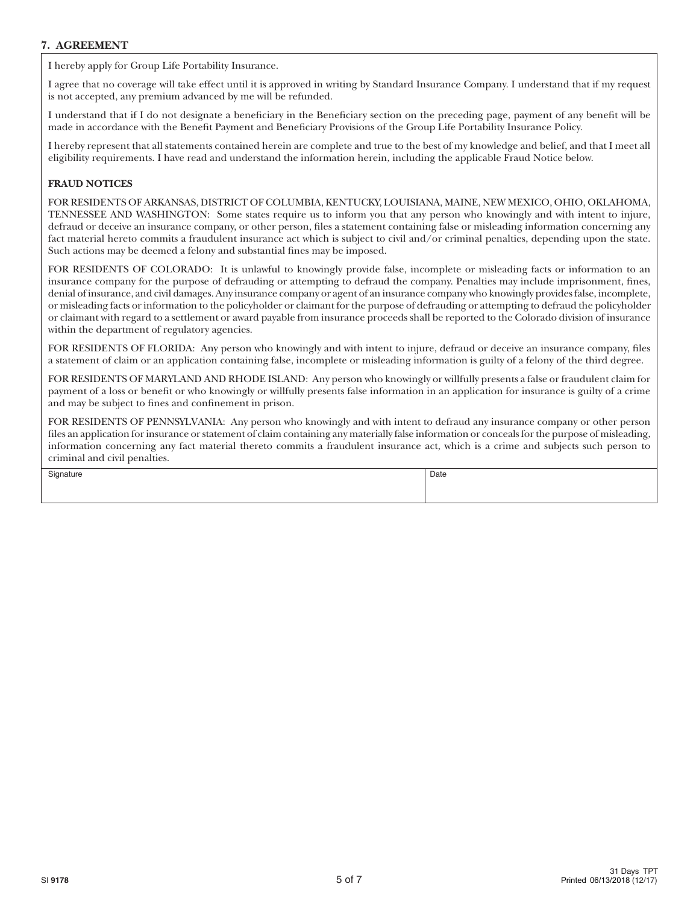## 7. AGREEMENT

I hereby apply for Group Life Portability Insurance.

I agree that no coverage will take effect until it is approved in writing by Standard Insurance Company. I understand that if my request is not accepted, any premium advanced by me will be refunded.

I understand that if I do not designate a beneficiary in the Beneficiary section on the preceding page, payment of any benefit will be made in accordance with the Benefit Payment and Beneficiary Provisions of the Group Life Portability Insurance Policy.

I hereby represent that all statements contained herein are complete and true to the best of my knowledge and belief, and that I meet all eligibility requirements. I have read and understand the information herein, including the applicable Fraud Notice below.

**FRAUD NOTICES**

FOR RESIDENTS OF ARKANSAS, DISTRICT OF COLUMBIA, KENTUCKY, LOUISIANA, MAINE, NEW MEXICO, OHIO, OKLAHOMA, TENNESSEE AND WASHINGTON: Some states require us to inform you that any person who knowingly and with intent to injure, defraud or deceive an insurance company, or other person, files a statement containing false or misleading information concerning any fact material hereto commits a fraudulent insurance act which is subject to civil and/or criminal penalties, depending upon the state. Such actions may be deemed a felony and substantial fines may be imposed.

FOR RESIDENTS OF COLORADO: It is unlawful to knowingly provide false, incomplete or misleading facts or information to an insurance company for the purpose of defrauding or attempting to defraud the company. Penalties may include imprisonment, fines, denial of insurance, and civil damages. Any insurance company or agent of an insurance company who knowingly provides false, incomplete, or misleading facts or information to the policyholder or claimant for the purpose of defrauding or attempting to defraud the policyholder or claimant with regard to a settlement or award payable from insurance proceeds shall be reported to the Colorado division of insurance within the department of regulatory agencies.

FOR RESIDENTS OF FLORIDA: Any person who knowingly and with intent to injure, defraud or deceive an insurance company, files a statement of claim or an application containing false, incomplete or misleading information is guilty of a felony of the third degree.

FOR RESIDENTS OF MARYLAND AND RHODE ISLAND: Any person who knowingly or willfully presents a false or fraudulent claim for payment of a loss or benefit or who knowingly or willfully presents false information in an application for insurance is guilty of a crime and may be subject to fines and confinement in prison.

FOR RESIDENTS OF PENNSYLVANIA: Any person who knowingly and with intent to defraud any insurance company or other person files an application for insurance or statement of claim containing any materially false information or conceals for the purpose of misleading, information concerning any fact material thereto commits a fraudulent insurance act, which is a crime and subjects such person to criminal and civil penalties.

| Signature | Date |
| --- | --- |
| | |

SI 9178

31 Days TPT
Printed 06/13/2018 (12/17)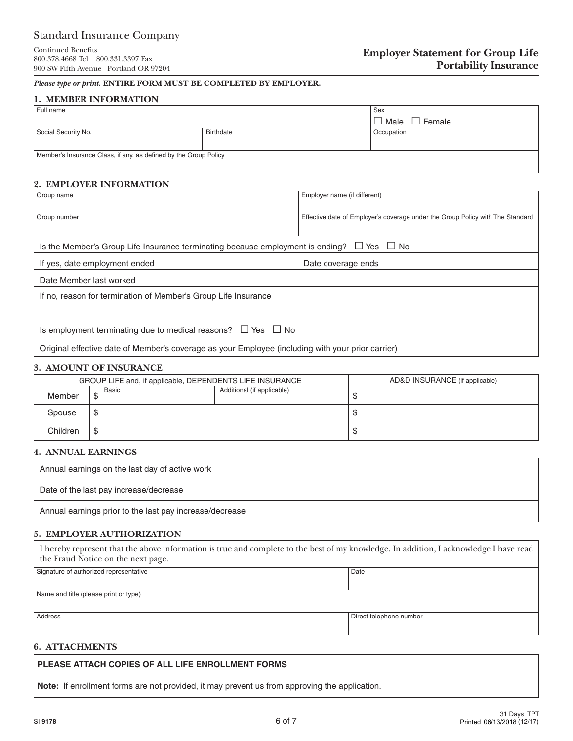Standard Insurance Company

Continued Benefits
800.378.4668 Tel 800.331.3397 Fax
900 SW Fifth Avenue Portland OR 97204

# Employer Statement for Group Life Portability Insurance

*Please type or print.* **ENTIRE FORM MUST BE COMPLETED BY EMPLOYER.**

## 1. MEMBER INFORMATION

| Full name | | Sex<br>☐ Male ☐ Female |
|---|---|---|
| Social Security No. | Birthdate | Occupation |
| Member's Insurance Class, if any, as defined by the Group Policy | | |

## 2. EMPLOYER INFORMATION

| Group name | Employer name (if different) |
|---|---|
| Group number | Effective date of Employer's coverage under the Group Policy with The Standard |

Is the Member's Group Life Insurance terminating because employment is ending? ☐ Yes ☐ No

If yes, date employment ended | Date coverage ends

Date Member last worked

If no, reason for termination of Member's Group Life Insurance

Is employment terminating due to medical reasons? ☐ Yes ☐ No

Original effective date of Member's coverage as your Employee (including with your prior carrier)

## 3. AMOUNT OF INSURANCE

| | GROUP LIFE and, if applicable, DEPENDENTS LIFE INSURANCE | | AD&D INSURANCE (if applicable) |
|---|---|---|---|
| | Basic | Additional (if applicable) | |
| Member | $ | | $ |
| Spouse | $ | | $ |
| Children | $ | | $ |

## 4. ANNUAL EARNINGS

Annual earnings on the last day of active work

Date of the last pay increase/decrease

Annual earnings prior to the last pay increase/decrease

## 5. EMPLOYER AUTHORIZATION

I hereby represent that the above information is true and complete to the best of my knowledge. In addition, I acknowledge I have read the Fraud Notice on the next page.

| Signature of authorized representative | Date |
|---|---|
| Name and title (please print or type) | |
| Address | Direct telephone number |

## 6. ATTACHMENTS

**PLEASE ATTACH COPIES OF ALL LIFE ENROLLMENT FORMS**

**Note:** If enrollment forms are not provided, it may prevent us from approving the application.

SI **9178**

31 Days TPT
Printed 06/13/2018 (12/17)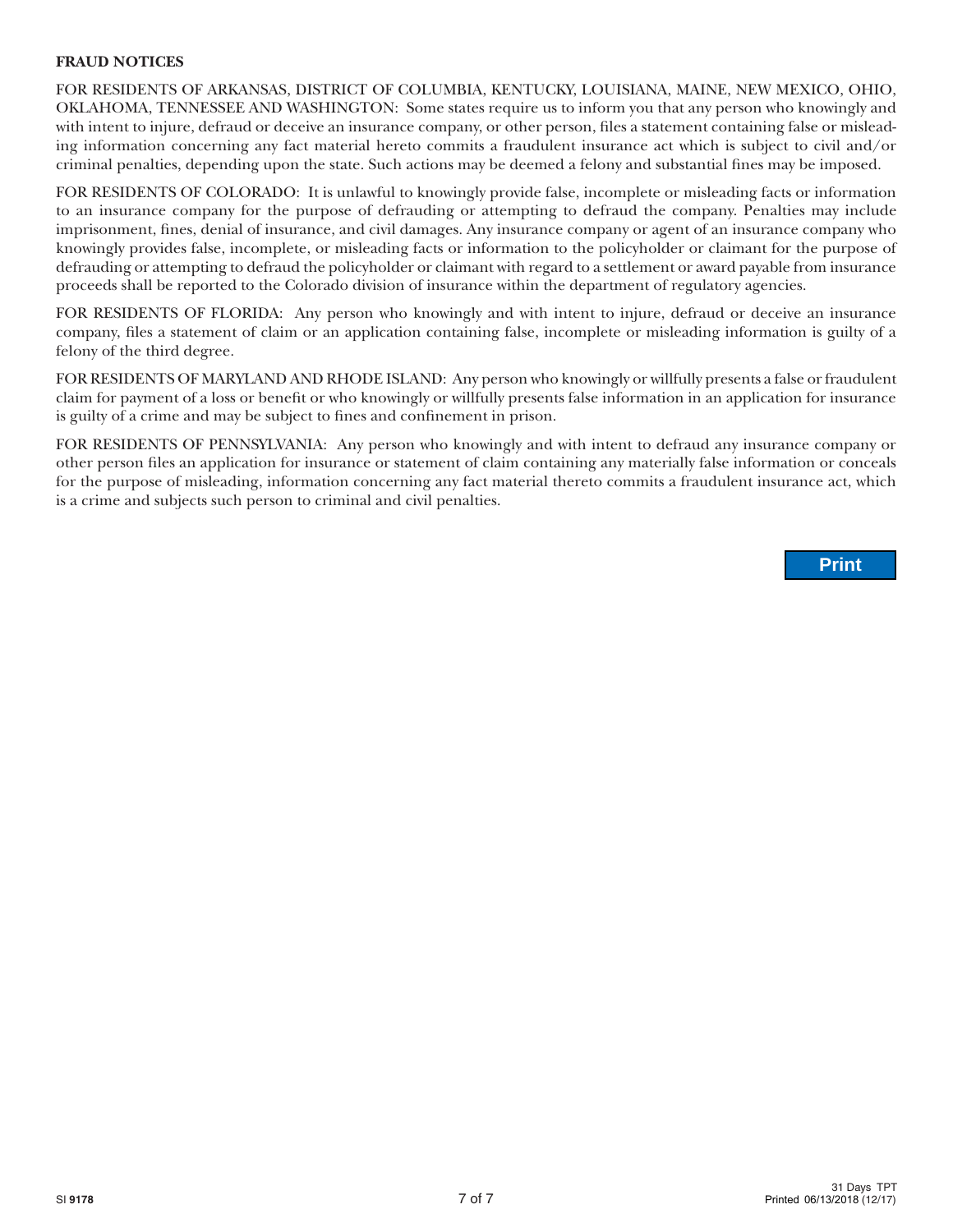**FRAUD NOTICES**

FOR RESIDENTS OF ARKANSAS, DISTRICT OF COLUMBIA, KENTUCKY, LOUISIANA, MAINE, NEW MEXICO, OHIO, OKLAHOMA, TENNESSEE AND WASHINGTON: Some states require us to inform you that any person who knowingly and with intent to injure, defraud or deceive an insurance company, or other person, files a statement containing false or misleading information concerning any fact material hereto commits a fraudulent insurance act which is subject to civil and/or criminal penalties, depending upon the state. Such actions may be deemed a felony and substantial fines may be imposed.

FOR RESIDENTS OF COLORADO: It is unlawful to knowingly provide false, incomplete or misleading facts or information to an insurance company for the purpose of defrauding or attempting to defraud the company. Penalties may include imprisonment, fines, denial of insurance, and civil damages. Any insurance company or agent of an insurance company who knowingly provides false, incomplete, or misleading facts or information to the policyholder or claimant for the purpose of defrauding or attempting to defraud the policyholder or claimant with regard to a settlement or award payable from insurance proceeds shall be reported to the Colorado division of insurance within the department of regulatory agencies.

FOR RESIDENTS OF FLORIDA: Any person who knowingly and with intent to injure, defraud or deceive an insurance company, files a statement of claim or an application containing false, incomplete or misleading information is guilty of a felony of the third degree.

FOR RESIDENTS OF MARYLAND AND RHODE ISLAND: Any person who knowingly or willfully presents a false or fraudulent claim for payment of a loss or benefit or who knowingly or willfully presents false information in an application for insurance is guilty of a crime and may be subject to fines and confinement in prison.

FOR RESIDENTS OF PENNSYLVANIA: Any person who knowingly and with intent to defraud any insurance company or other person files an application for insurance or statement of claim containing any materially false information or conceals for the purpose of misleading, information concerning any fact material thereto commits a fraudulent insurance act, which is a crime and subjects such person to criminal and civil penalties.

Print

SI **9178**

31 Days TPT
Printed 06/13/2018 (12/17)